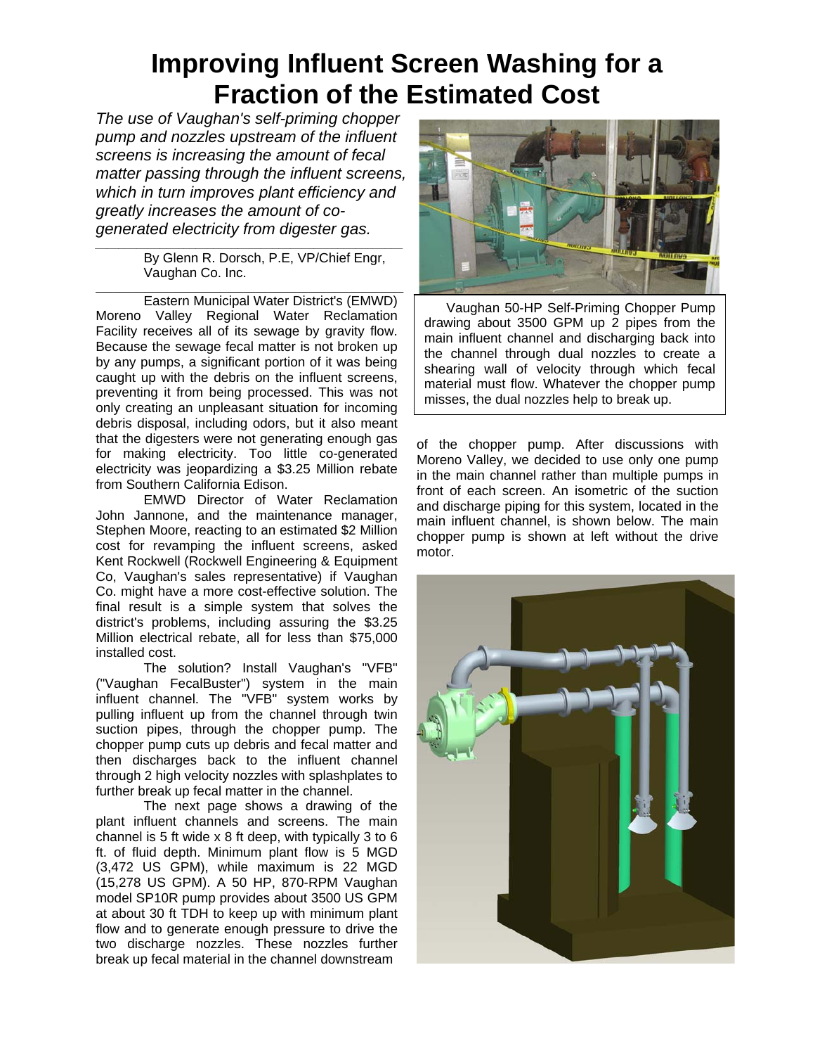# Improving Influent Screen Washing for a Fraction of the Estimated Cost

*The use of Vaughan's self-priming chopper pump and nozzles upstream of the influent screens is increasing the amount of fecal matter passing through the influent screens, which in turn improves plant efficiency and greatly increases the amount of co-generated electricity from digester gas.*

By Glenn R. Dorsch, P.E, VP/Chief Engr, Vaughan Co. Inc.

Eastern Municipal Water District's (EMWD) Moreno Valley Regional Water Reclamation Facility receives all of its sewage by gravity flow. Because the sewage fecal matter is not broken up by any pumps, a significant portion of it was being caught up with the debris on the influent screens, preventing it from being processed. This was not only creating an unpleasant situation for incoming debris disposal, including odors, but it also meant that the digesters were not generating enough gas for making electricity. Too little co-generated electricity was jeopardizing a $3.25 Million rebate from Southern California Edison.

EMWD Director of Water Reclamation John Jannone, and the maintenance manager, Stephen Moore, reacting to an estimated $2 Million cost for revamping the influent screens, asked Kent Rockwell (Rockwell Engineering & Equipment Co, Vaughan's sales representative) if Vaughan Co. might have a more cost-effective solution. The final result is a simple system that solves the district's problems, including assuring the $3.25 Million electrical rebate, all for less than $75,000 installed cost.

The solution? Install Vaughan's "VFB" ("Vaughan FecalBuster") system in the main influent channel. The "VFB" system works by pulling influent up from the channel through twin suction pipes, through the chopper pump. The chopper pump cuts up debris and fecal matter and then discharges back to the influent channel through 2 high velocity nozzles with splashplates to further break up fecal matter in the channel.

The next page shows a drawing of the plant influent channels and screens. The main channel is 5 ft wide x 8 ft deep, with typically 3 to 6 ft. of fluid depth. Minimum plant flow is 5 MGD (3,472 US GPM), while maximum is 22 MGD (15,278 US GPM). A 50 HP, 870-RPM Vaughan model SP10R pump provides about 3500 US GPM at about 30 ft TDH to keep up with minimum plant flow and to generate enough pressure to drive the two discharge nozzles. These nozzles further break up fecal material in the channel downstream of the chopper pump. After discussions with Moreno Valley, we decided to use only one pump in the main channel rather than multiple pumps in front of each screen. An isometric of the suction and discharge piping for this system, located in the main influent channel, is shown below. The main chopper pump is shown at left without the drive motor.

Vaughan 50-HP Self-Priming Chopper Pump drawing about 3500 GPM up 2 pipes from the main influent channel and discharging back into the channel through dual nozzles to create a shearing wall of velocity through which fecal material must flow. Whatever the chopper pump misses, the dual nozzles help to break up.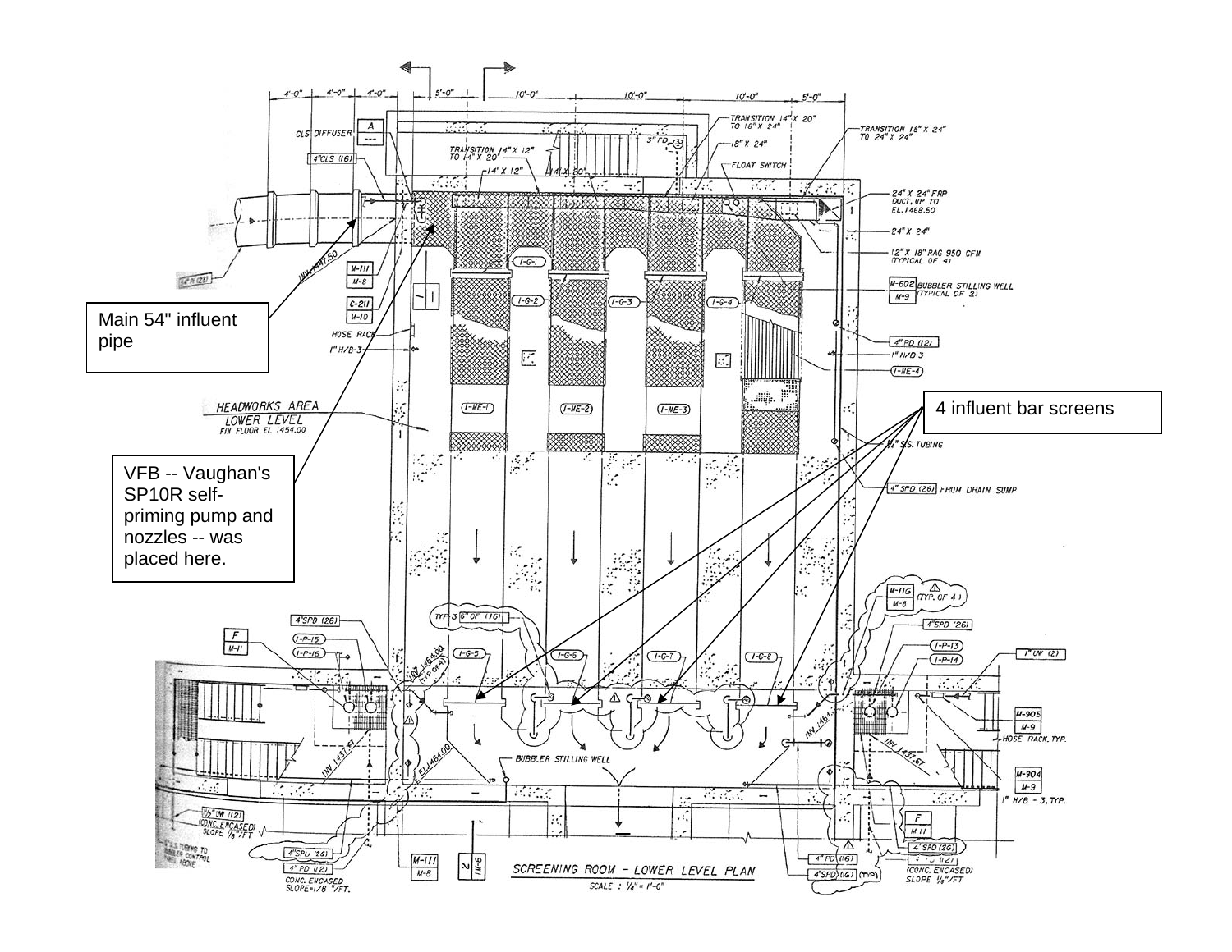Main 54" influent pipe

VFB -- Vaughan's SP10R self-priming pump and nozzles -- was placed here.

4 influent bar screens

HEADWORKS AREA LOWER LEVEL
FIN FLOOR EL 1454.00

SCREENING ROOM - LOWER LEVEL PLAN
SCALE : 1/4" = 1'-0"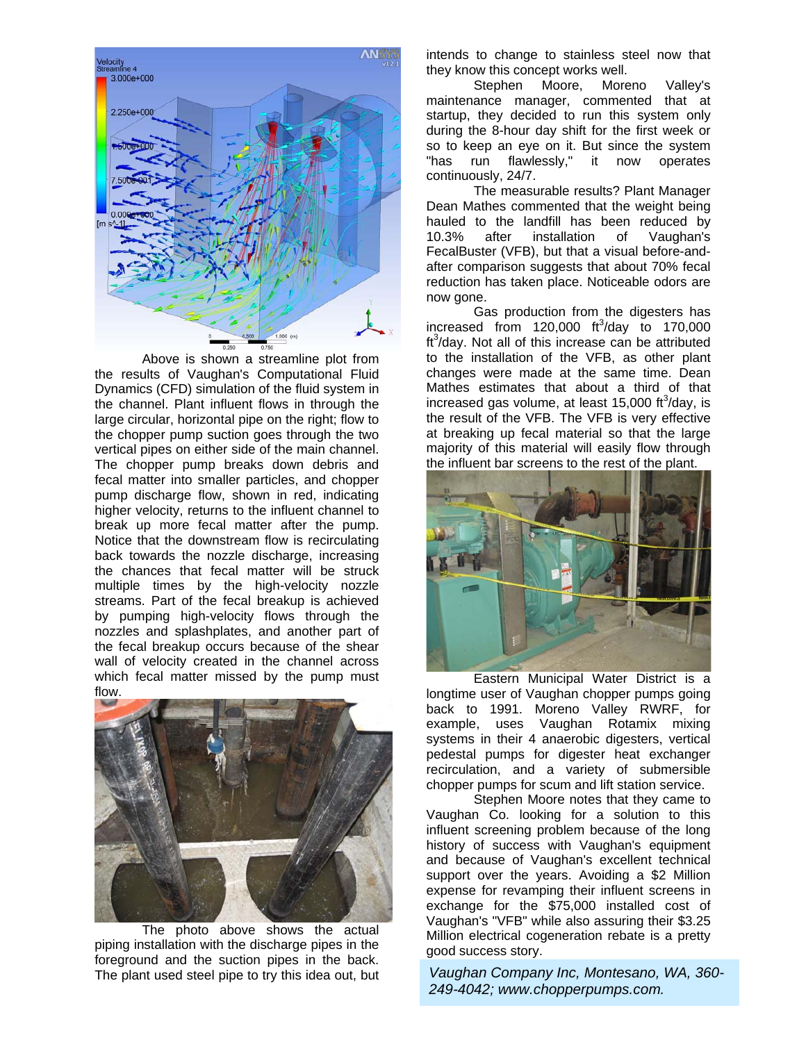Above is shown a streamline plot from the results of Vaughan's Computational Fluid Dynamics (CFD) simulation of the fluid system in the channel. Plant influent flows in through the large circular, horizontal pipe on the right; flow to the chopper pump suction goes through the two vertical pipes on either side of the main channel. The chopper pump breaks down debris and fecal matter into smaller particles, and chopper pump discharge flow, shown in red, indicating higher velocity, returns to the influent channel to break up more fecal matter after the pump. Notice that the downstream flow is recirculating back towards the nozzle discharge, increasing the chances that fecal matter will be struck multiple times by the high-velocity nozzle streams. Part of the fecal breakup is achieved by pumping high-velocity flows through the nozzles and splashplates, and another part of the fecal breakup occurs because of the shear wall of velocity created in the channel across which fecal matter missed by the pump must flow.

The photo above shows the actual piping installation with the discharge pipes in the foreground and the suction pipes in the back. The plant used steel pipe to try this idea out, but intends to change to stainless steel now that they know this concept works well.

Stephen Moore, Moreno Valley's maintenance manager, commented that at startup, they decided to run this system only during the 8-hour day shift for the first week or so to keep an eye on it. But since the system "has run flawlessly," it now operates continuously, 24/7.

The measurable results? Plant Manager Dean Mathes commented that the weight being hauled to the landfill has been reduced by 10.3% after installation of Vaughan's FecalBuster (VFB), but that a visual before-and-after comparison suggests that about 70% fecal reduction has taken place. Noticeable odors are now gone.

Gas production from the digesters has increased from 120,000 $ft^3$/day to 170,000 $ft^3$/day. Not all of this increase can be attributed to the installation of the VFB, as other plant changes were made at the same time. Dean Mathes estimates that about a third of that increased gas volume, at least 15,000 $ft^3$/day, is the result of the VFB. The VFB is very effective at breaking up fecal material so that the large majority of this material will easily flow through the influent bar screens to the rest of the plant.

Eastern Municipal Water District is a longtime user of Vaughan chopper pumps going back to 1991. Moreno Valley RWRF, for example, uses Vaughan Rotamix mixing systems in their 4 anaerobic digesters, vertical pedestal pumps for digester heat exchanger recirculation, and a variety of submersible chopper pumps for scum and lift station service.

Stephen Moore notes that they came to Vaughan Co. looking for a solution to this influent screening problem because of the long history of success with Vaughan's equipment and because of Vaughan's excellent technical support over the years. Avoiding a $2 Million expense for revamping their influent screens in exchange for the $75,000 installed cost of Vaughan's "VFB" while also assuring their $3.25 Million electrical cogeneration rebate is a pretty good success story.

*Vaughan Company Inc, Montesano, WA, 360-249-4042; www.chopperpumps.com.*